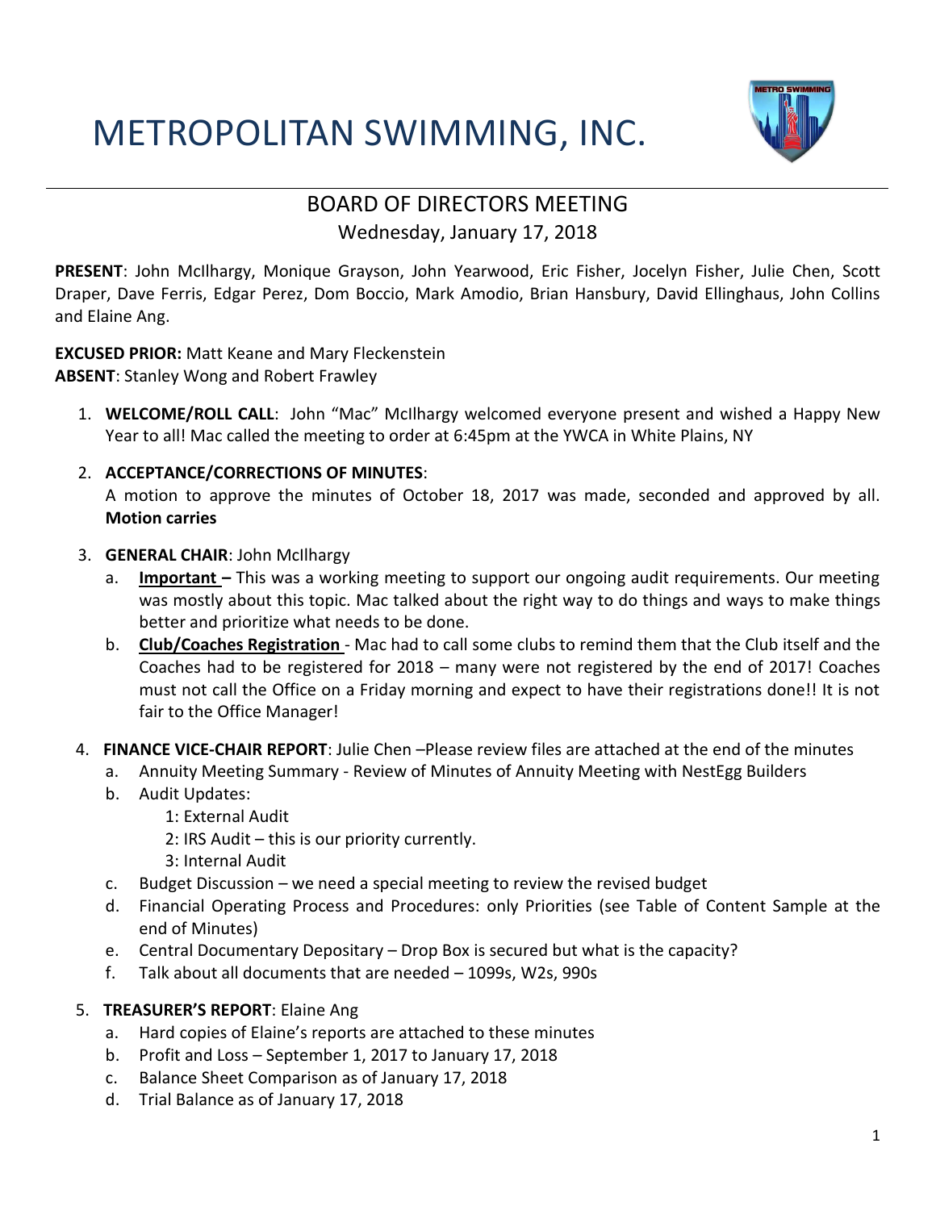# METROPOLITAN SWIMMING, INC.

## BOARD OF DIRECTORS MEETING

Wednesday, January 17, 2018

**PRESENT**: John McIlhargy, Monique Grayson, John Yearwood, Eric Fisher, Jocelyn Fisher, Julie Chen, Scott Draper, Dave Ferris, Edgar Perez, Dom Boccio, Mark Amodio, Brian Hansbury, David Ellinghaus, John Collins and Elaine Ang.

**EXCUSED PRIOR:** Matt Keane and Mary Fleckenstein
**ABSENT**: Stanley Wong and Robert Frawley

1. **WELCOME/ROLL CALL**: John "Mac" McIlhargy welcomed everyone present and wished a Happy New Year to all! Mac called the meeting to order at 6:45pm at the YWCA in White Plains, NY

2. **ACCEPTANCE/CORRECTIONS OF MINUTES**:
   A motion to approve the minutes of October 18, 2017 was made, seconded and approved by all. **Motion carries**

3. **GENERAL CHAIR**: John McIlhargy
   a. **Important –** This was a working meeting to support our ongoing audit requirements. Our meeting was mostly about this topic. Mac talked about the right way to do things and ways to make things better and prioritize what needs to be done.
   b. **Club/Coaches Registration** - Mac had to call some clubs to remind them that the Club itself and the Coaches had to be registered for 2018 – many were not registered by the end of 2017! Coaches must not call the Office on a Friday morning and expect to have their registrations done!! It is not fair to the Office Manager!

4. **FINANCE VICE-CHAIR REPORT**: Julie Chen –Please review files are attached at the end of the minutes
   a. Annuity Meeting Summary - Review of Minutes of Annuity Meeting with NestEgg Builders
   b. Audit Updates:
      1: External Audit
      2: IRS Audit – this is our priority currently.
      3: Internal Audit
   c. Budget Discussion – we need a special meeting to review the revised budget
   d. Financial Operating Process and Procedures: only Priorities (see Table of Content Sample at the end of Minutes)
   e. Central Documentary Depositary – Drop Box is secured but what is the capacity?
   f. Talk about all documents that are needed – 1099s, W2s, 990s

5. **TREASURER'S REPORT**: Elaine Ang
   a. Hard copies of Elaine's reports are attached to these minutes
   b. Profit and Loss – September 1, 2017 to January 17, 2018
   c. Balance Sheet Comparison as of January 17, 2018
   d. Trial Balance as of January 17, 2018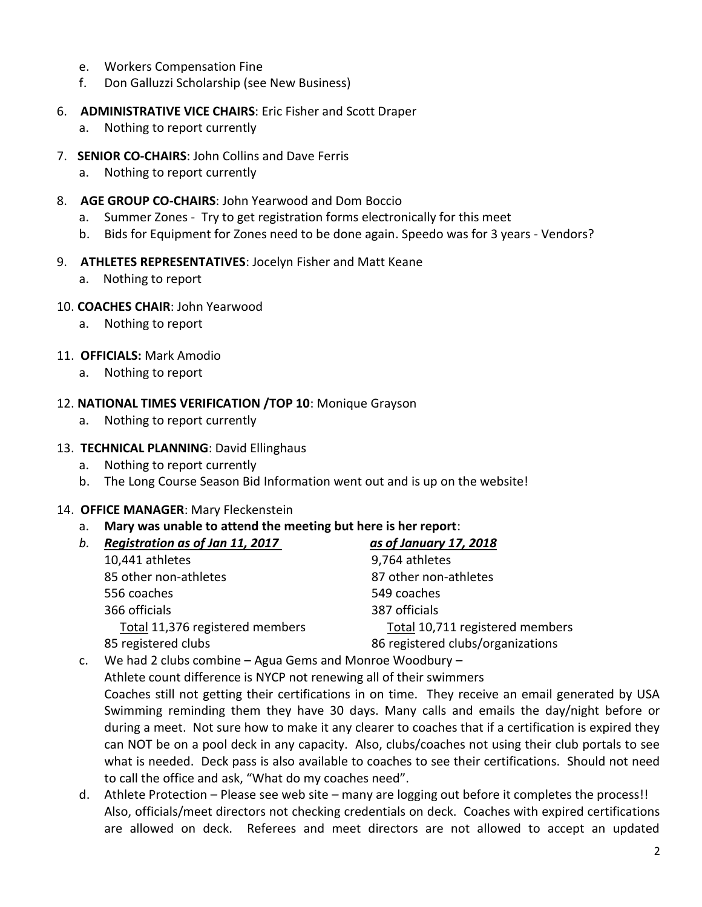e. Workers Compensation Fine
f. Don Galluzzi Scholarship (see New Business)

6. **ADMINISTRATIVE VICE CHAIRS**: Eric Fisher and Scott Draper
   a. Nothing to report currently

7. **SENIOR CO-CHAIRS**: John Collins and Dave Ferris
   a. Nothing to report currently

8. **AGE GROUP CO-CHAIRS**: John Yearwood and Dom Boccio
   a. Summer Zones - Try to get registration forms electronically for this meet
   b. Bids for Equipment for Zones need to be done again. Speedo was for 3 years - Vendors?

9. **ATHLETES REPRESENTATIVES**: Jocelyn Fisher and Matt Keane
   a. Nothing to report

10. **COACHES CHAIR**: John Yearwood
    a. Nothing to report

11. **OFFICIALS:** Mark Amodio
    a. Nothing to report

12. **NATIONAL TIMES VERIFICATION /TOP 10**: Monique Grayson
    a. Nothing to report currently

13. **TECHNICAL PLANNING**: David Ellinghaus
    a. Nothing to report currently
    b. The Long Course Season Bid Information went out and is up on the website!

14. **OFFICE MANAGER**: Mary Fleckenstein
    a. **Mary was unable to attend the meeting but here is her report**:
    b. 

| ***Registration as of Jan 11, 2017*** | ***as of January 17, 2018*** |
|---|---|
| 10,441 athletes | 9,764 athletes |
| 85 other non-athletes | 87 other non-athletes |
| 556 coaches | 549 coaches |
| 366 officials | 387 officials |
| Total 11,376 registered members | Total 10,711 registered members |
| 85 registered clubs | 86 registered clubs/organizations |

    c. We had 2 clubs combine – Agua Gems and Monroe Woodbury –
    Athlete count difference is NYCP not renewing all of their swimmers
    Coaches still not getting their certifications in on time. They receive an email generated by USA Swimming reminding them they have 30 days. Many calls and emails the day/night before or during a meet. Not sure how to make it any clearer to coaches that if a certification is expired they can NOT be on a pool deck in any capacity. Also, clubs/coaches not using their club portals to see what is needed. Deck pass is also available to coaches to see their certifications. Should not need to call the office and ask, "What do my coaches need".
    d. Athlete Protection – Please see web site – many are logging out before it completes the process!! Also, officials/meet directors not checking credentials on deck. Coaches with expired certifications are allowed on deck. Referees and meet directors are not allowed to accept an updated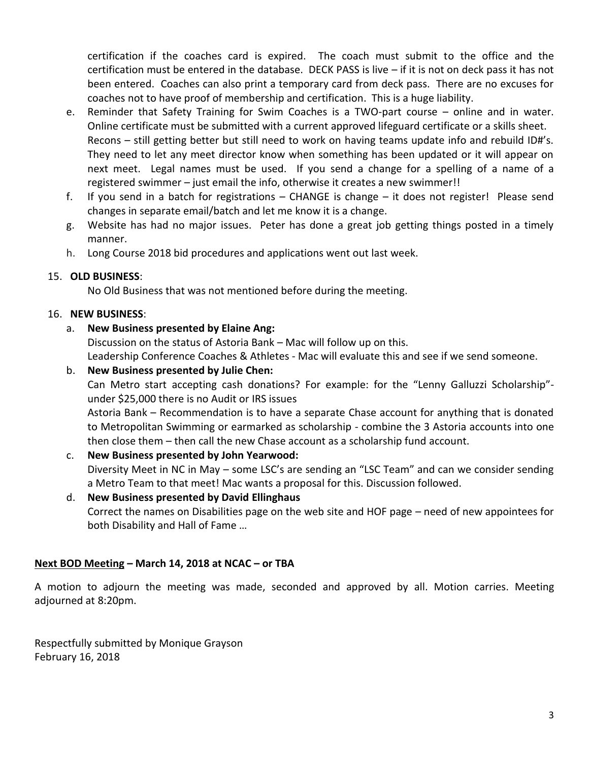certification if the coaches card is expired. The coach must submit to the office and the certification must be entered in the database. DECK PASS is live – if it is not on deck pass it has not been entered. Coaches can also print a temporary card from deck pass. There are no excuses for coaches not to have proof of membership and certification. This is a huge liability.

e. Reminder that Safety Training for Swim Coaches is a TWO-part course – online and in water. Online certificate must be submitted with a current approved lifeguard certificate or a skills sheet.
   Recons – still getting better but still need to work on having teams update info and rebuild ID#'s. They need to let any meet director know when something has been updated or it will appear on next meet. Legal names must be used. If you send a change for a spelling of a name of a registered swimmer – just email the info, otherwise it creates a new swimmer!!
f. If you send in a batch for registrations – CHANGE is change – it does not register! Please send changes in separate email/batch and let me know it is a change.
g. Website has had no major issues. Peter has done a great job getting things posted in a timely manner.
h. Long Course 2018 bid procedures and applications went out last week.

15. **OLD BUSINESS**:

    No Old Business that was not mentioned before during the meeting.

16. **NEW BUSINESS**:

    a. **New Business presented by Elaine Ang:**
       Discussion on the status of Astoria Bank – Mac will follow up on this.
       Leadership Conference Coaches & Athletes - Mac will evaluate this and see if we send someone.
    b. **New Business presented by Julie Chen:**
       Can Metro start accepting cash donations? For example: for the "Lenny Galluzzi Scholarship"- under $25,000 there is no Audit or IRS issues
       Astoria Bank – Recommendation is to have a separate Chase account for anything that is donated to Metropolitan Swimming or earmarked as scholarship - combine the 3 Astoria accounts into one then close them – then call the new Chase account as a scholarship fund account.
    c. **New Business presented by John Yearwood:**
       Diversity Meet in NC in May – some LSC's are sending an "LSC Team" and can we consider sending a Metro Team to that meet! Mac wants a proposal for this. Discussion followed.
    d. **New Business presented by David Ellinghaus**
       Correct the names on Disabilities page on the web site and HOF page – need of new appointees for both Disability and Hall of Fame …

**Next BOD Meeting – March 14, 2018 at NCAC – or TBA**

A motion to adjourn the meeting was made, seconded and approved by all. Motion carries. Meeting adjourned at 8:20pm.

Respectfully submitted by Monique Grayson
February 16, 2018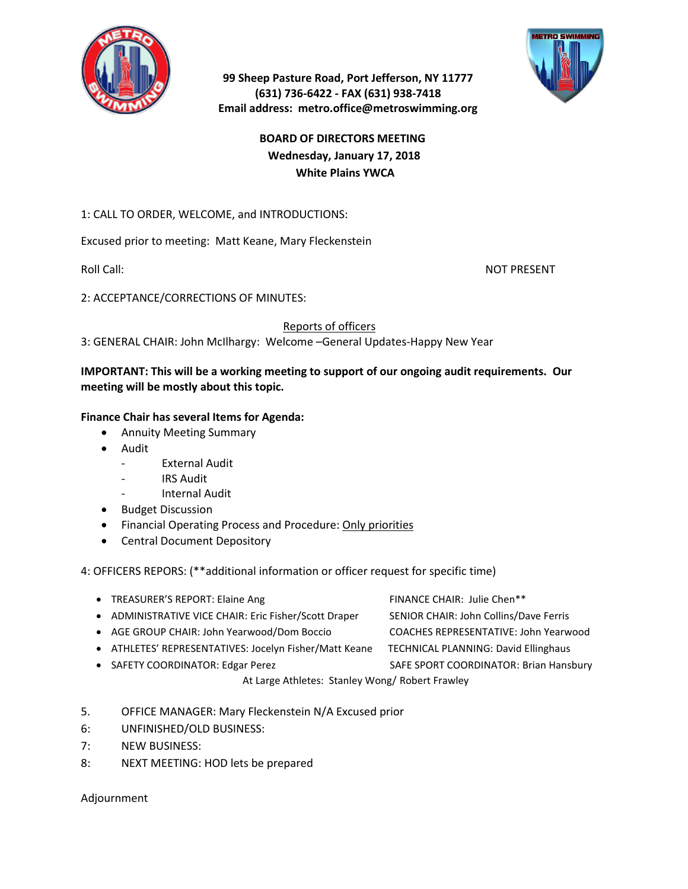99 Sheep Pasture Road, Port Jefferson, NY 11777
(631) 736-6422 - FAX (631) 938-7418
Email address: metro.office@metroswimming.org

**BOARD OF DIRECTORS MEETING**
**Wednesday, January 17, 2018**
**White Plains YWCA**

1: CALL TO ORDER, WELCOME, and INTRODUCTIONS:

Excused prior to meeting: Matt Keane, Mary Fleckenstein

Roll Call: NOT PRESENT

2: ACCEPTANCE/CORRECTIONS OF MINUTES:

Reports of officers

3: GENERAL CHAIR: John McIlhargy: Welcome –General Updates-Happy New Year

**IMPORTANT: This will be a working meeting to support of our ongoing audit requirements. Our meeting will be mostly about this topic.**

**Finance Chair has several Items for Agenda:**

- Annuity Meeting Summary
- Audit
  - External Audit
  - IRS Audit
  - Internal Audit
- Budget Discussion
- Financial Operating Process and Procedure: Only priorities
- Central Document Depository

4: OFFICERS REPORS: (**additional information or officer request for specific time)

- TREASURER'S REPORT: Elaine Ang
- FINANCE CHAIR: Julie Chen**
- ADMINISTRATIVE VICE CHAIR: Eric Fisher/Scott Draper
- SENIOR CHAIR: John Collins/Dave Ferris
- AGE GROUP CHAIR: John Yearwood/Dom Boccio
- COACHES REPRESENTATIVE: John Yearwood
- ATHLETES' REPRESENTATIVES: Jocelyn Fisher/Matt Keane
- TECHNICAL PLANNING: David Ellinghaus
- SAFETY COORDINATOR: Edgar Perez
- SAFE SPORT COORDINATOR: Brian Hansbury

At Large Athletes: Stanley Wong/ Robert Frawley

5. OFFICE MANAGER: Mary Fleckenstein N/A Excused prior
6: UNFINISHED/OLD BUSINESS:
7: NEW BUSINESS:
8: NEXT MEETING: HOD lets be prepared

Adjournment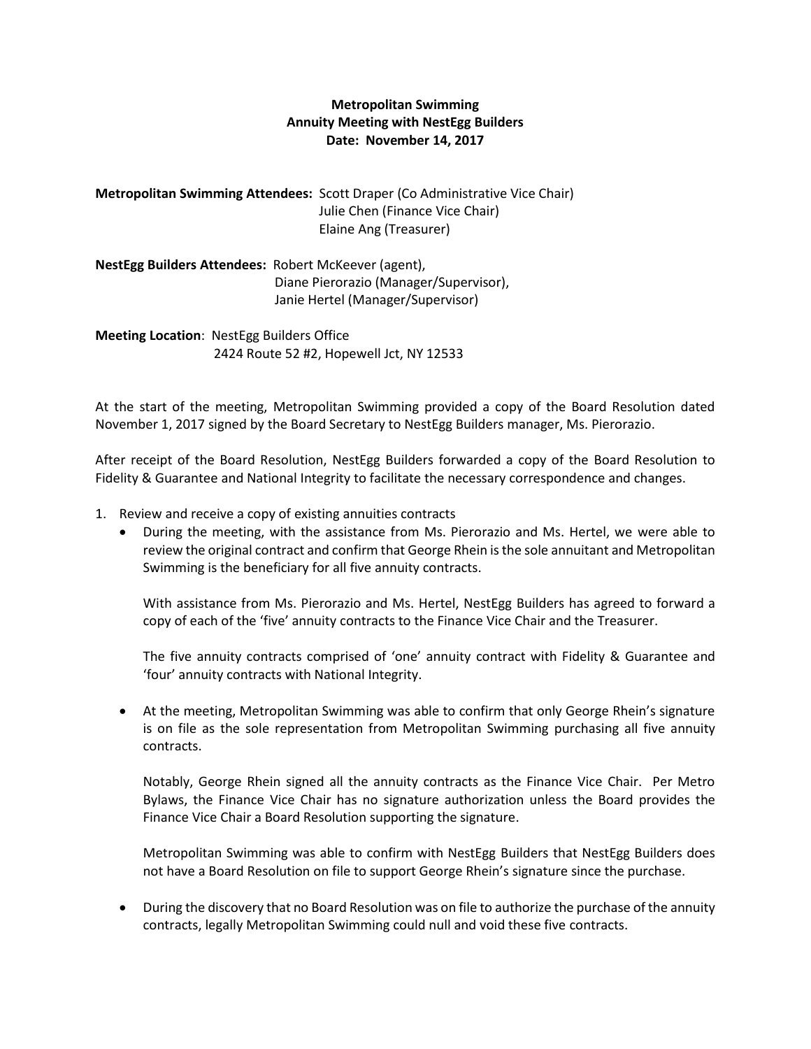**Metropolitan Swimming**
**Annuity Meeting with NestEgg Builders**
**Date: November 14, 2017**

**Metropolitan Swimming Attendees:** Scott Draper (Co Administrative Vice Chair)
Julie Chen (Finance Vice Chair)
Elaine Ang (Treasurer)

**NestEgg Builders Attendees:** Robert McKeever (agent),
Diane Pierorazio (Manager/Supervisor),
Janie Hertel (Manager/Supervisor)

**Meeting Location**: NestEgg Builders Office
2424 Route 52 #2, Hopewell Jct, NY 12533

At the start of the meeting, Metropolitan Swimming provided a copy of the Board Resolution dated November 1, 2017 signed by the Board Secretary to NestEgg Builders manager, Ms. Pierorazio.

After receipt of the Board Resolution, NestEgg Builders forwarded a copy of the Board Resolution to Fidelity & Guarantee and National Integrity to facilitate the necessary correspondence and changes.

1. Review and receive a copy of existing annuities contracts
   - During the meeting, with the assistance from Ms. Pierorazio and Ms. Hertel, we were able to review the original contract and confirm that George Rhein is the sole annuitant and Metropolitan Swimming is the beneficiary for all five annuity contracts.

     With assistance from Ms. Pierorazio and Ms. Hertel, NestEgg Builders has agreed to forward a copy of each of the 'five' annuity contracts to the Finance Vice Chair and the Treasurer.

     The five annuity contracts comprised of 'one' annuity contract with Fidelity & Guarantee and 'four' annuity contracts with National Integrity.

   - At the meeting, Metropolitan Swimming was able to confirm that only George Rhein's signature is on file as the sole representation from Metropolitan Swimming purchasing all five annuity contracts.

     Notably, George Rhein signed all the annuity contracts as the Finance Vice Chair. Per Metro Bylaws, the Finance Vice Chair has no signature authorization unless the Board provides the Finance Vice Chair a Board Resolution supporting the signature.

     Metropolitan Swimming was able to confirm with NestEgg Builders that NestEgg Builders does not have a Board Resolution on file to support George Rhein's signature since the purchase.

   - During the discovery that no Board Resolution was on file to authorize the purchase of the annuity contracts, legally Metropolitan Swimming could null and void these five contracts.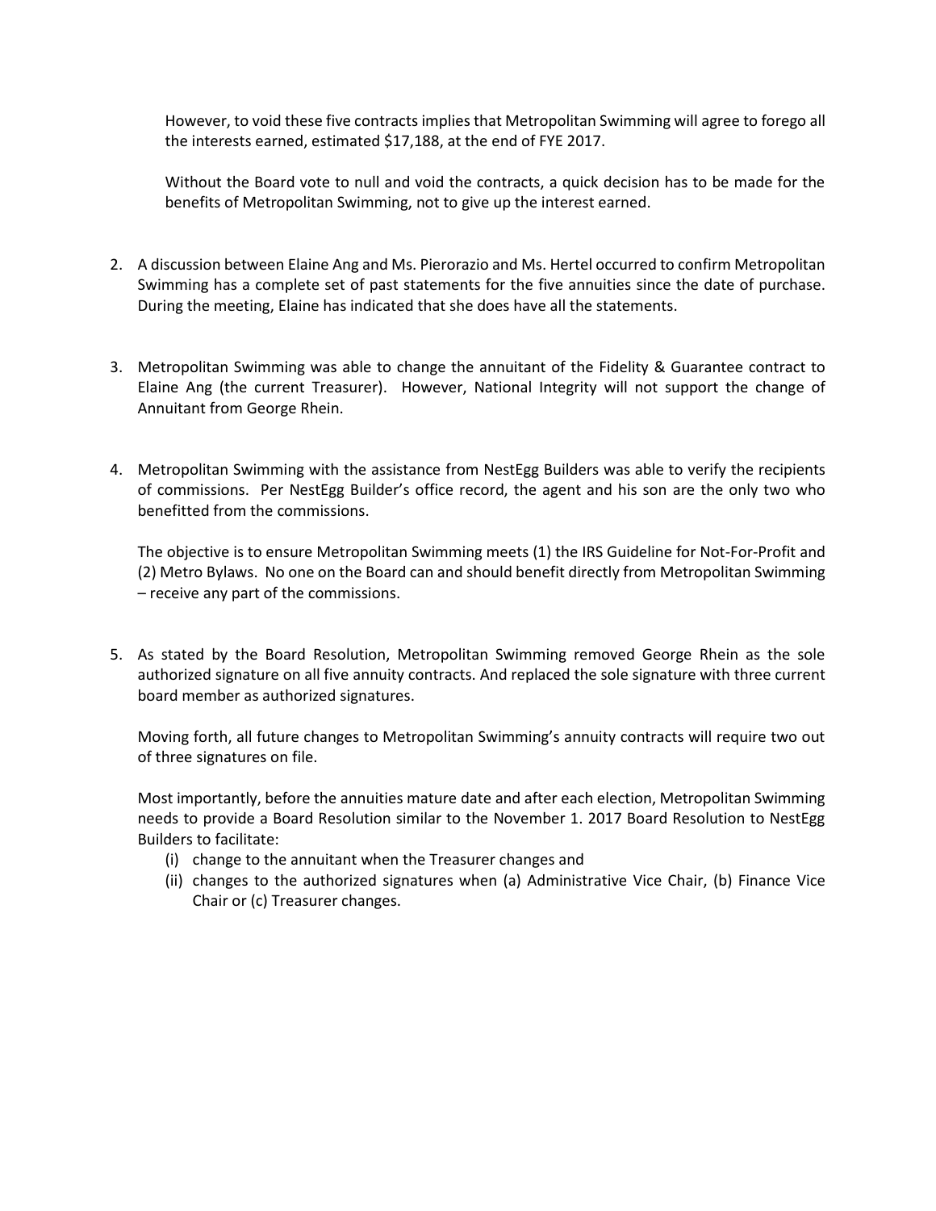However, to void these five contracts implies that Metropolitan Swimming will agree to forego all the interests earned, estimated $17,188, at the end of FYE 2017.

Without the Board vote to null and void the contracts, a quick decision has to be made for the benefits of Metropolitan Swimming, not to give up the interest earned.

2. A discussion between Elaine Ang and Ms. Pierorazio and Ms. Hertel occurred to confirm Metropolitan Swimming has a complete set of past statements for the five annuities since the date of purchase. During the meeting, Elaine has indicated that she does have all the statements.

3. Metropolitan Swimming was able to change the annuitant of the Fidelity & Guarantee contract to Elaine Ang (the current Treasurer). However, National Integrity will not support the change of Annuitant from George Rhein.

4. Metropolitan Swimming with the assistance from NestEgg Builders was able to verify the recipients of commissions. Per NestEgg Builder's office record, the agent and his son are the only two who benefitted from the commissions.

   The objective is to ensure Metropolitan Swimming meets (1) the IRS Guideline for Not-For-Profit and (2) Metro Bylaws. No one on the Board can and should benefit directly from Metropolitan Swimming – receive any part of the commissions.

5. As stated by the Board Resolution, Metropolitan Swimming removed George Rhein as the sole authorized signature on all five annuity contracts. And replaced the sole signature with three current board member as authorized signatures.

   Moving forth, all future changes to Metropolitan Swimming's annuity contracts will require two out of three signatures on file.

   Most importantly, before the annuities mature date and after each election, Metropolitan Swimming needs to provide a Board Resolution similar to the November 1. 2017 Board Resolution to NestEgg Builders to facilitate:

   (i) change to the annuitant when the Treasurer changes and
   (ii) changes to the authorized signatures when (a) Administrative Vice Chair, (b) Finance Vice Chair or (c) Treasurer changes.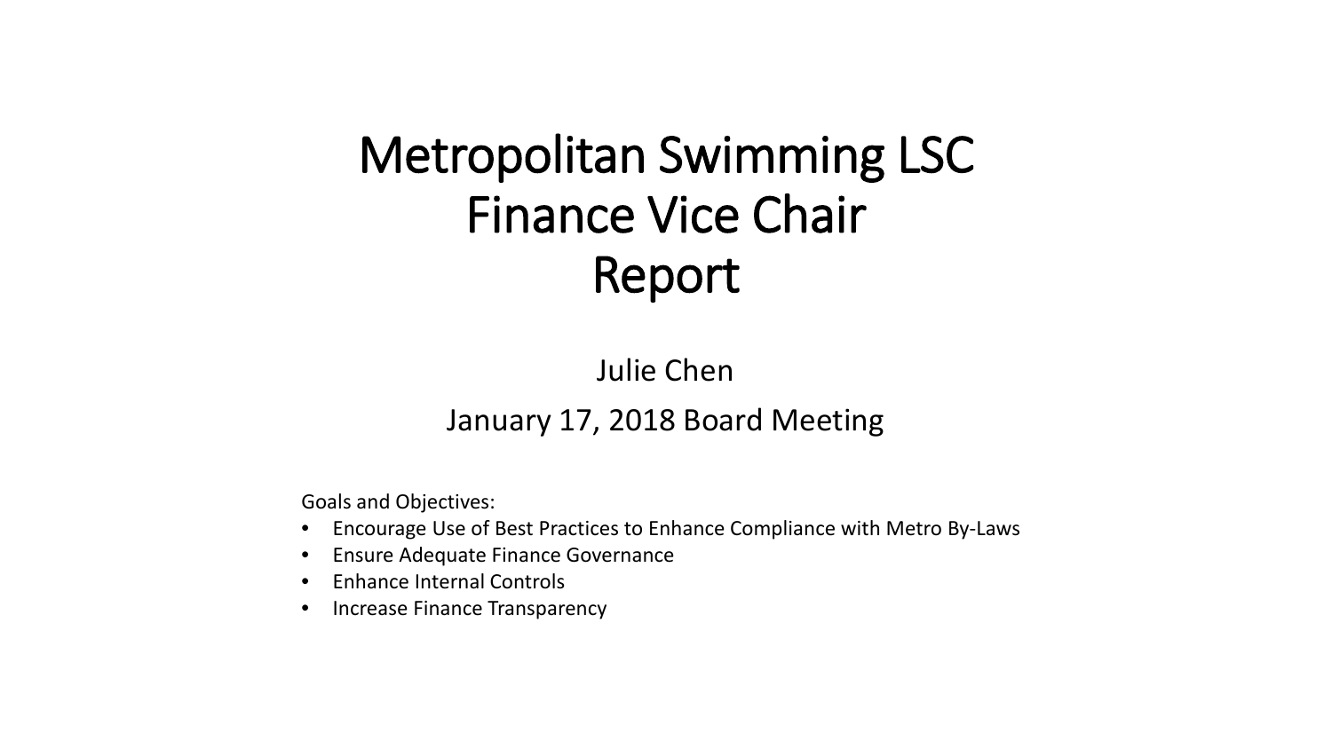# Metropolitan Swimming LSC
# Finance Vice Chair
# Report

Julie Chen

January 17, 2018 Board Meeting

Goals and Objectives:

- Encourage Use of Best Practices to Enhance Compliance with Metro By-Laws
- Ensure Adequate Finance Governance
- Enhance Internal Controls
- Increase Finance Transparency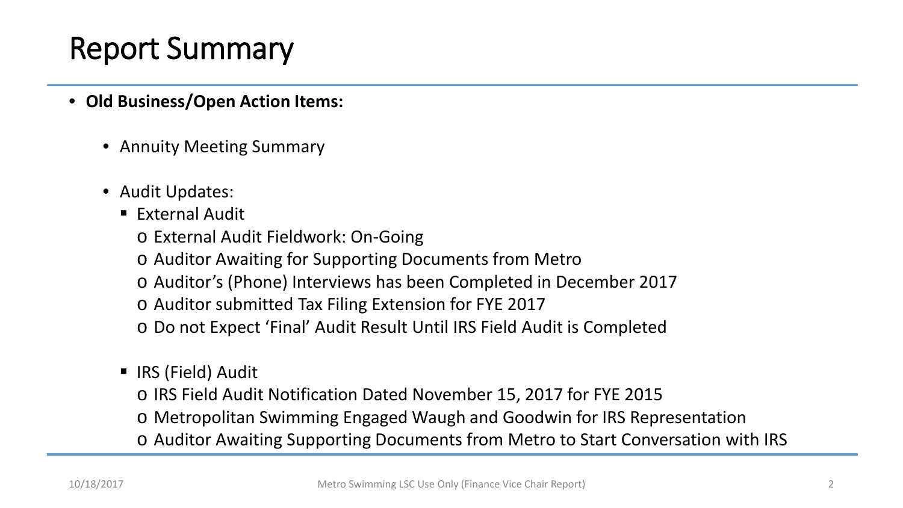# Report Summary

- **Old Business/Open Action Items:**
  - Annuity Meeting Summary
  - Audit Updates:
    - External Audit
      - External Audit Fieldwork: On-Going
      - Auditor Awaiting for Supporting Documents from Metro
      - Auditor's (Phone) Interviews has been Completed in December 2017
      - Auditor submitted Tax Filing Extension for FYE 2017
      - Do not Expect 'Final' Audit Result Until IRS Field Audit is Completed
    - IRS (Field) Audit
      - IRS Field Audit Notification Dated November 15, 2017 for FYE 2015
      - Metropolitan Swimming Engaged Waugh and Goodwin for IRS Representation
      - Auditor Awaiting Supporting Documents from Metro to Start Conversation with IRS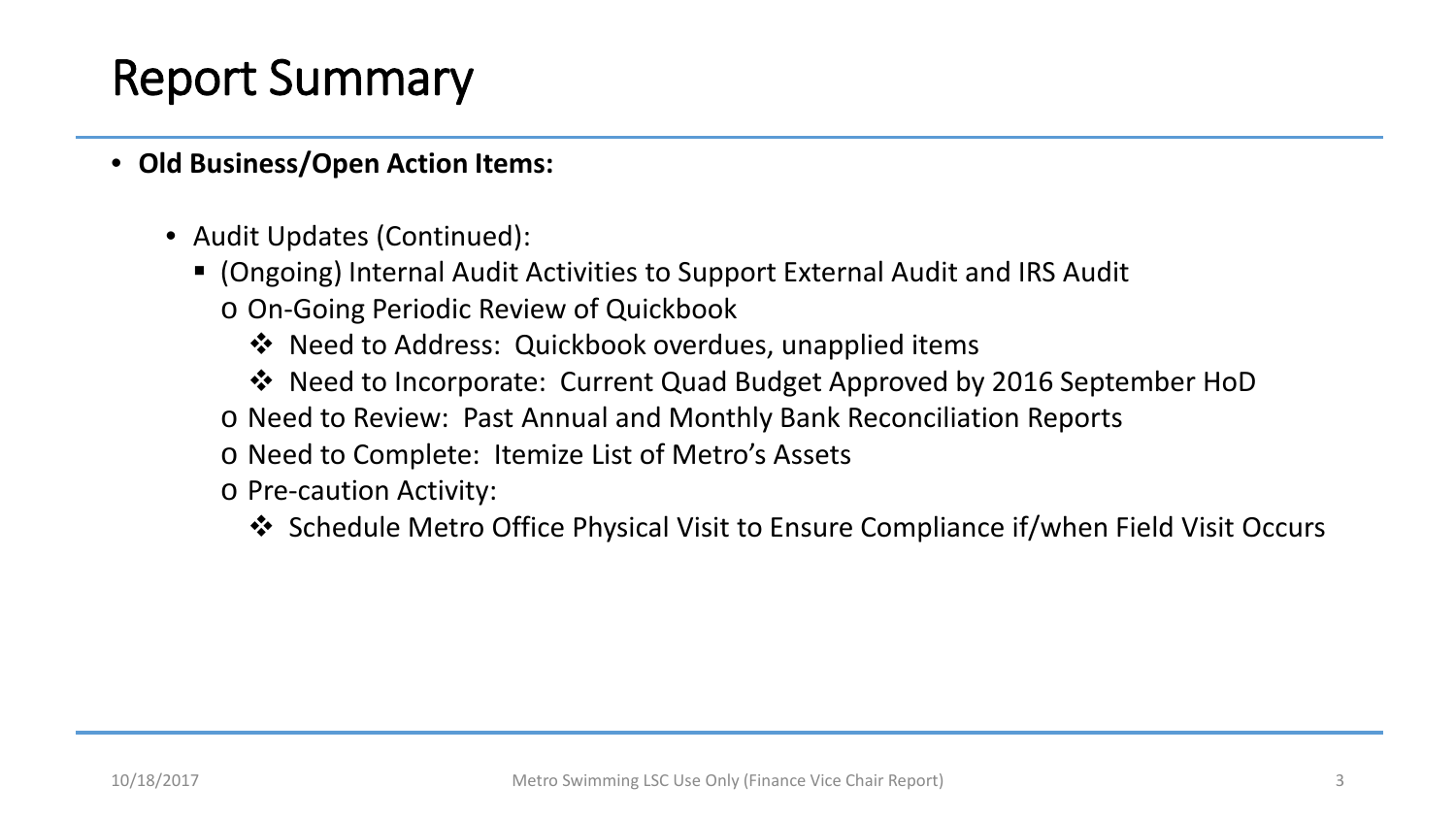# Report Summary

- **Old Business/Open Action Items:**
  - Audit Updates (Continued):
    - (Ongoing) Internal Audit Activities to Support External Audit and IRS Audit
      - On-Going Periodic Review of Quickbook
        - Need to Address: Quickbook overdues, unapplied items
        - Need to Incorporate: Current Quad Budget Approved by 2016 September HoD
      - Need to Review: Past Annual and Monthly Bank Reconciliation Reports
      - Need to Complete: Itemize List of Metro's Assets
      - Pre-caution Activity:
        - Schedule Metro Office Physical Visit to Ensure Compliance if/when Field Visit Occurs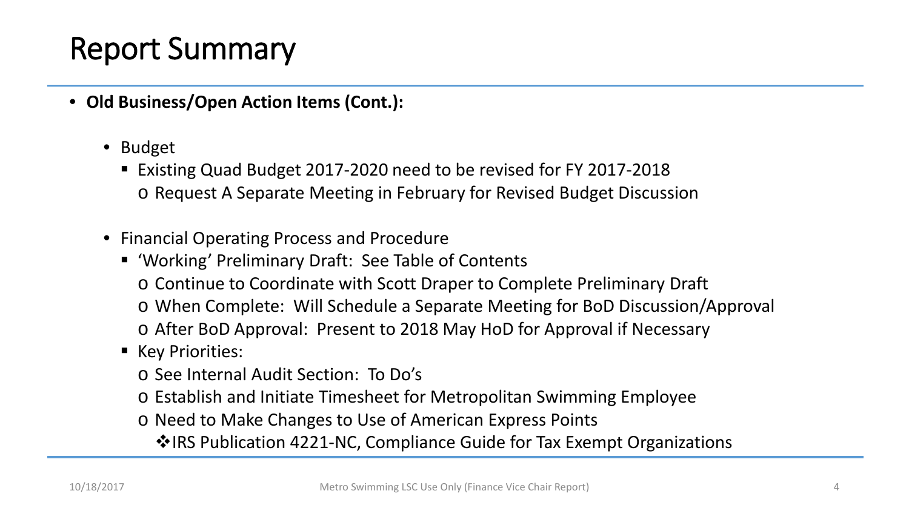# Report Summary

- **Old Business/Open Action Items (Cont.):**
  - Budget
    - Existing Quad Budget 2017-2020 need to be revised for FY 2017-2018
      - Request A Separate Meeting in February for Revised Budget Discussion
  - Financial Operating Process and Procedure
    - 'Working' Preliminary Draft: See Table of Contents
      - Continue to Coordinate with Scott Draper to Complete Preliminary Draft
      - When Complete: Will Schedule a Separate Meeting for BoD Discussion/Approval
      - After BoD Approval: Present to 2018 May HoD for Approval if Necessary
    - Key Priorities:
      - See Internal Audit Section: To Do's
      - Establish and Initiate Timesheet for Metropolitan Swimming Employee
      - Need to Make Changes to Use of American Express Points
        - IRS Publication 4221-NC, Compliance Guide for Tax Exempt Organizations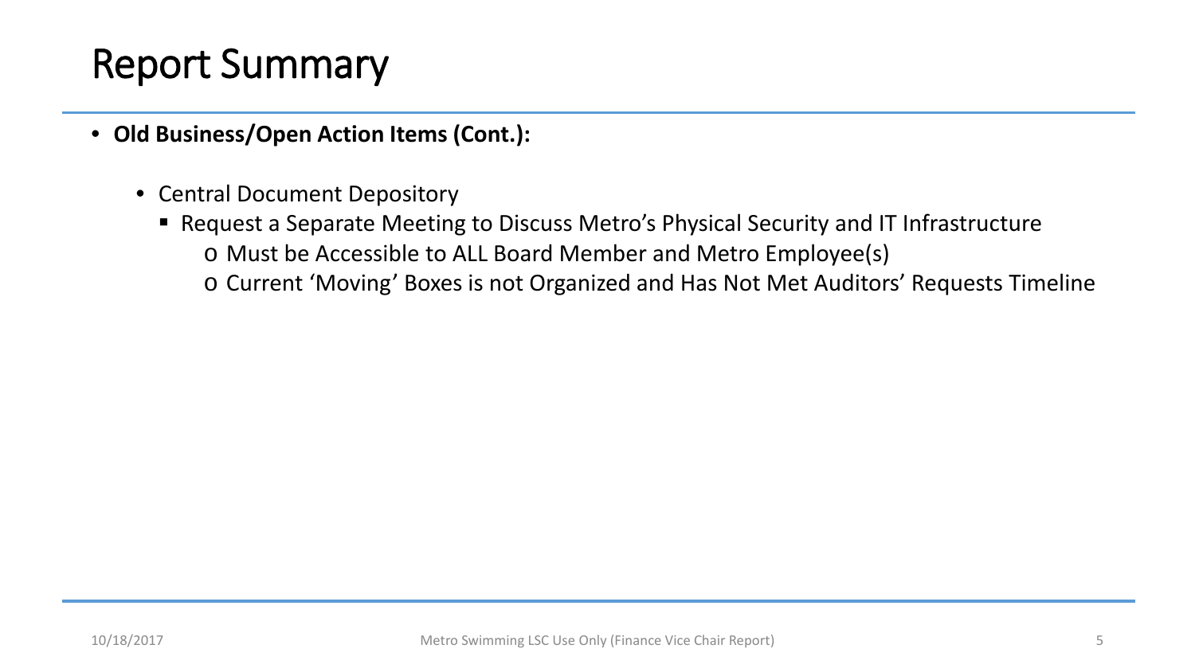# Report Summary

- **Old Business/Open Action Items (Cont.):**
  - Central Document Depository
    - Request a Separate Meeting to Discuss Metro's Physical Security and IT Infrastructure
      - Must be Accessible to ALL Board Member and Metro Employee(s)
      - Current 'Moving' Boxes is not Organized and Has Not Met Auditors' Requests Timeline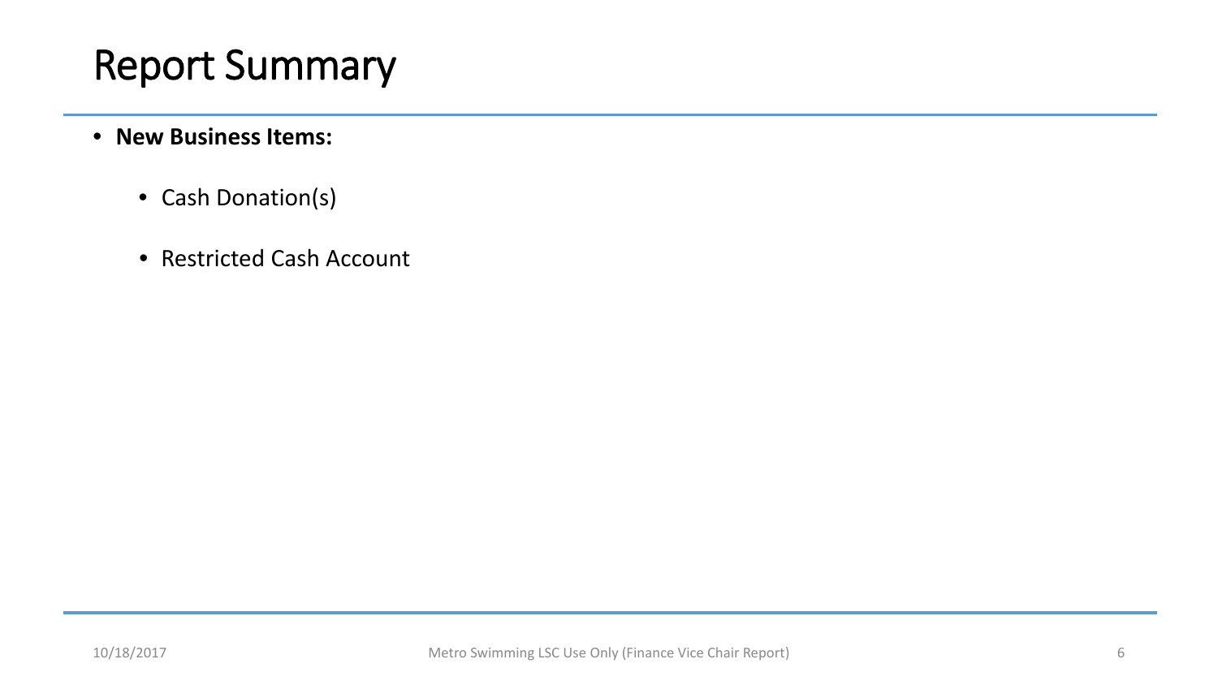# Report Summary

- **New Business Items:**
  - Cash Donation(s)
  - Restricted Cash Account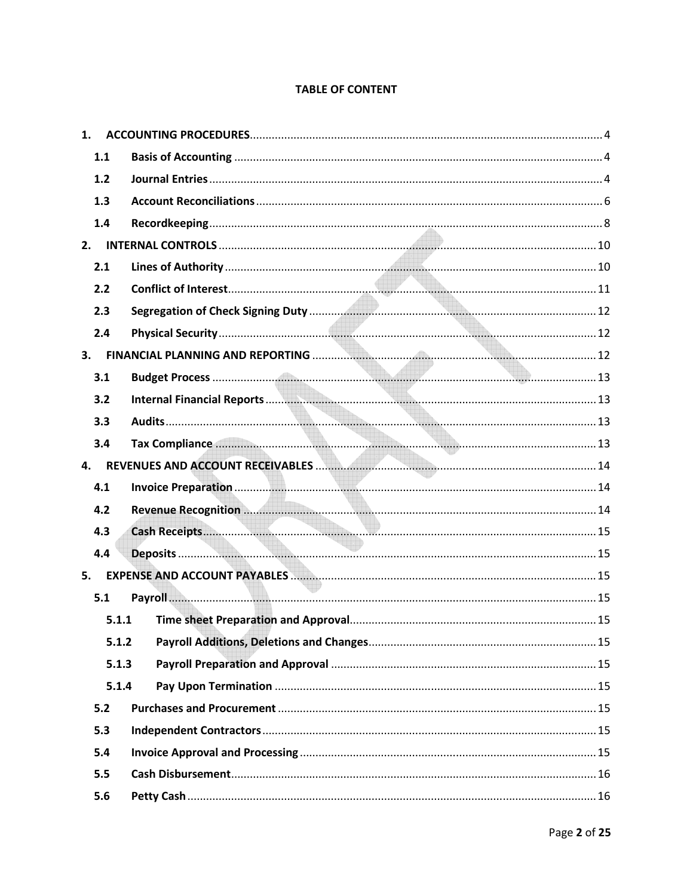**TABLE OF CONTENT**

| | | |
|---|---|---|
| **1.** | **ACCOUNTING PROCEDURES** | 4 |
| **1.1** | **Basis of Accounting** | 4 |
| **1.2** | **Journal Entries** | 4 |
| **1.3** | **Account Reconciliations** | 6 |
| **1.4** | **Recordkeeping** | 8 |
| **2.** | **INTERNAL CONTROLS** | 10 |
| **2.1** | **Lines of Authority** | 10 |
| **2.2** | **Conflict of Interest** | 11 |
| **2.3** | **Segregation of Check Signing Duty** | 12 |
| **2.4** | **Physical Security** | 12 |
| **3.** | **FINANCIAL PLANNING AND REPORTING** | 12 |
| **3.1** | **Budget Process** | 13 |
| **3.2** | **Internal Financial Reports** | 13 |
| **3.3** | **Audits** | 13 |
| **3.4** | **Tax Compliance** | 13 |
| **4.** | **REVENUES AND ACCOUNT RECEIVABLES** | 14 |
| **4.1** | **Invoice Preparation** | 14 |
| **4.2** | **Revenue Recognition** | 14 |
| **4.3** | **Cash Receipts** | 15 |
| **4.4** | **Deposits** | 15 |
| **5.** | **EXPENSE AND ACCOUNT PAYABLES** | 15 |
| **5.1** | **Payroll** | 15 |
| **5.1.1** | **Time sheet Preparation and Approval** | 15 |
| **5.1.2** | **Payroll Additions, Deletions and Changes** | 15 |
| **5.1.3** | **Payroll Preparation and Approval** | 15 |
| **5.1.4** | **Pay Upon Termination** | 15 |
| **5.2** | **Purchases and Procurement** | 15 |
| **5.3** | **Independent Contractors** | 15 |
| **5.4** | **Invoice Approval and Processing** | 15 |
| **5.5** | **Cash Disbursement** | 16 |
| **5.6** | **Petty Cash** | 16 |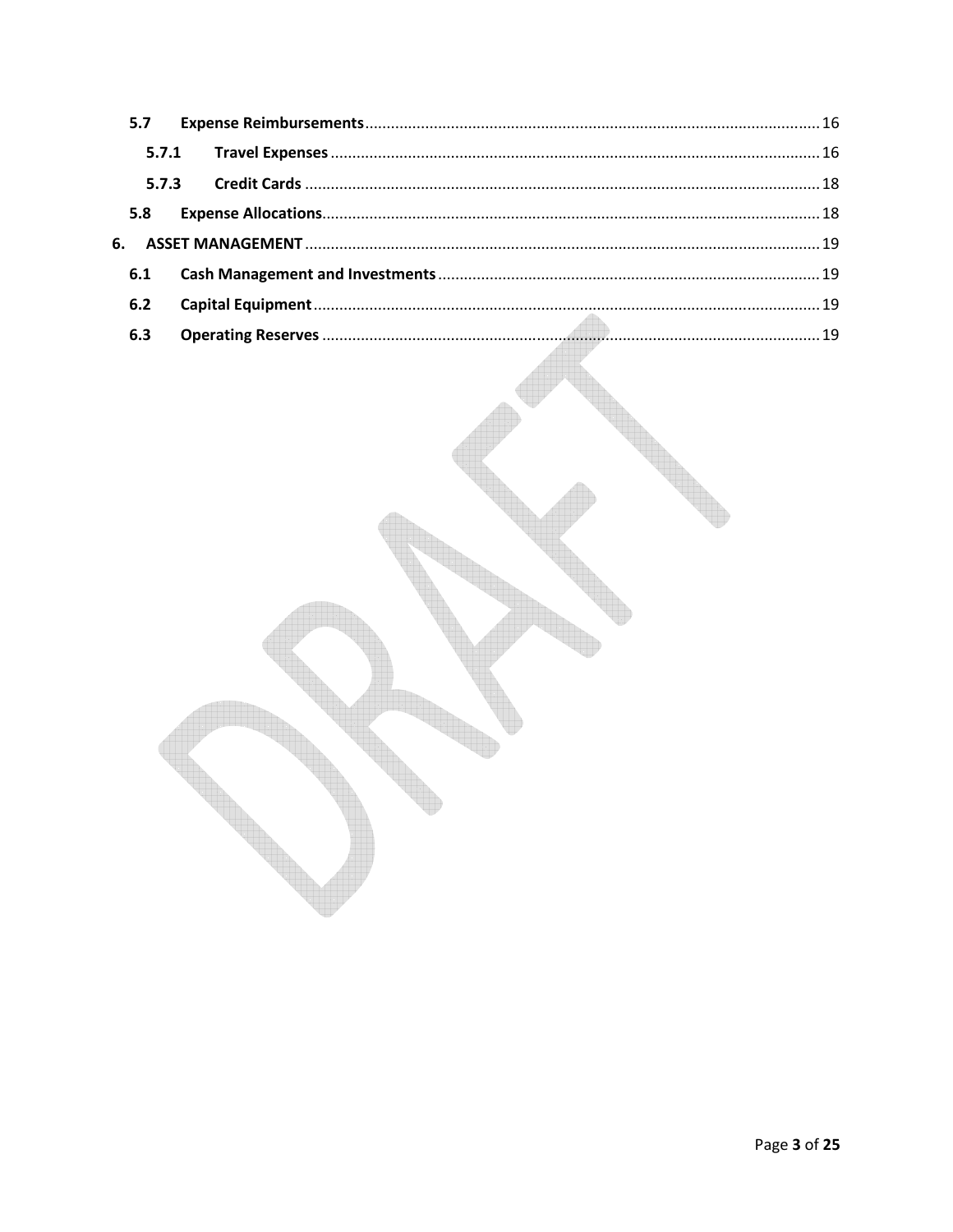| | | |
|---|---|---|
| **5.7** | **Expense Reimbursements** | 16 |
| **5.7.1** | **Travel Expenses** | 16 |
| **5.7.3** | **Credit Cards** | 18 |
| **5.8** | **Expense Allocations** | 18 |
| **6.** | **ASSET MANAGEMENT** | 19 |
| **6.1** | **Cash Management and Investments** | 19 |
| **6.2** | **Capital Equipment** | 19 |
| **6.3** | **Operating Reserves** | 19 |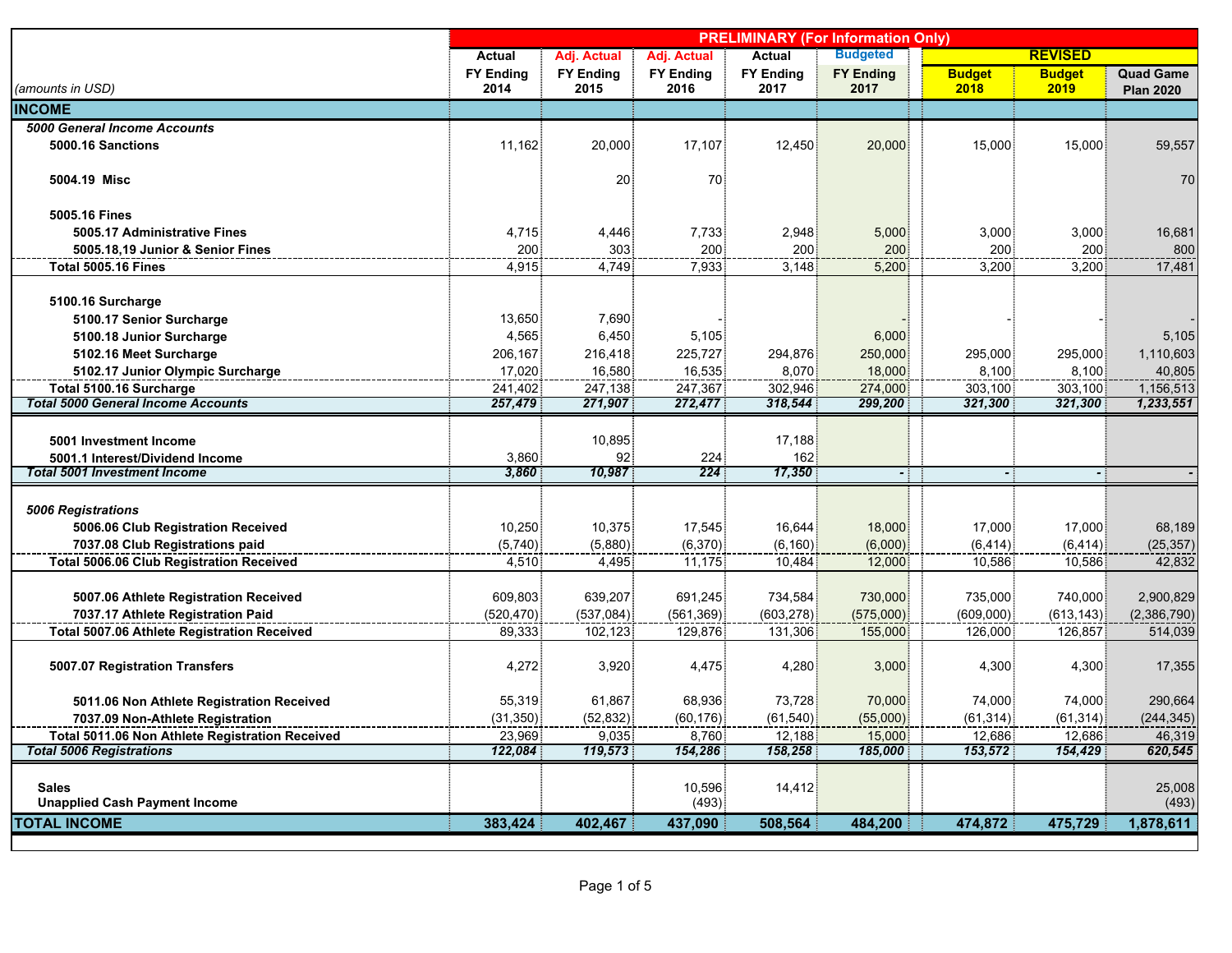| (amounts in USD) | Actual FY Ending 2014 | Adj. Actual FY Ending 2015 | Adj. Actual FY Ending 2016 | Actual FY Ending 2017 | Budgeted FY Ending 2017 | REVISED Budget 2018 | Budget 2019 | Quad Game Plan 2020 |
|---|---|---|---|---|---|---|---|---|
| | PRELIMINARY (For Information Only) | | | | | | | |
| **INCOME** | | | | | | | | |
| ***5000 General Income Accounts*** | | | | | | | | |
| **5000.16 Sanctions** | 11,162 | 20,000 | 17,107 | 12,450 | 20,000 | 15,000 | 15,000 | 59,557 |
| **5004.19 Misc** | | 20 | 70 | | | | | 70 |
| **5005.16 Fines** | | | | | | | | |
| **5005.17 Administrative Fines** | 4,715 | 4,446 | 7,733 | 2,948 | 5,000 | 3,000 | 3,000 | 16,681 |
| **5005.18,19 Junior & Senior Fines** | 200 | 303 | 200 | 200 | 200 | 200 | 200 | 800 |
| **Total 5005.16 Fines** | 4,915 | 4,749 | 7,933 | 3,148 | 5,200 | 3,200 | 3,200 | 17,481 |
| **5100.16 Surcharge** | | | | | | | | |
| **5100.17 Senior Surcharge** | 13,650 | 7,690 | - | | - | - | - | - |
| **5100.18 Junior Surcharge** | 4,565 | 6,450 | 5,105 | | 6,000 | | | 5,105 |
| **5102.16 Meet Surcharge** | 206,167 | 216,418 | 225,727 | 294,876 | 250,000 | 295,000 | 295,000 | 1,110,603 |
| **5102.17 Junior Olympic Surcharge** | 17,020 | 16,580 | 16,535 | 8,070 | 18,000 | 8,100 | 8,100 | 40,805 |
| **Total 5100.16 Surcharge** | 241,402 | 247,138 | 247,367 | 302,946 | 274,000 | 303,100 | 303,100 | 1,156,513 |
| ***Total 5000 General Income Accounts*** | ***257,479*** | ***271,907*** | ***272,477*** | ***318,544*** | ***299,200*** | ***321,300*** | ***321,300*** | ***1,233,551*** |
| **5001 Investment Income** | | 10,895 | | 17,188 | | | | |
| **5001.1 Interest/Dividend Income** | 3,860 | 92 | 224 | 162 | | | | |
| ***Total 5001 Investment Income*** | ***3,860*** | ***10,987*** | ***224*** | ***17,350*** | ***-*** | ***-*** | ***-*** | ***-*** |
| ***5006 Registrations*** | | | | | | | | |
| **5006.06 Club Registration Received** | 10,250 | 10,375 | 17,545 | 16,644 | 18,000 | 17,000 | 17,000 | 68,189 |
| **7037.08 Club Registrations paid** | (5,740) | (5,880) | (6,370) | (6,160) | (6,000) | (6,414) | (6,414) | (25,357) |
| **Total 5006.06 Club Registration Received** | 4,510 | 4,495 | 11,175 | 10,484 | 12,000 | 10,586 | 10,586 | 42,832 |
| **5007.06 Athlete Registration Received** | 609,803 | 639,207 | 691,245 | 734,584 | 730,000 | 735,000 | 740,000 | 2,900,829 |
| **7037.17 Athlete Registration Paid** | (520,470) | (537,084) | (561,369) | (603,278) | (575,000) | (609,000) | (613,143) | (2,386,790) |
| **Total 5007.06 Athlete Registration Received** | 89,333 | 102,123 | 129,876 | 131,306 | 155,000 | 126,000 | 126,857 | 514,039 |
| **5007.07 Registration Transfers** | 4,272 | 3,920 | 4,475 | 4,280 | 3,000 | 4,300 | 4,300 | 17,355 |
| **5011.06 Non Athlete Registration Received** | 55,319 | 61,867 | 68,936 | 73,728 | 70,000 | 74,000 | 74,000 | 290,664 |
| **7037.09 Non-Athlete Registration** | (31,350) | (52,832) | (60,176) | (61,540) | (55,000) | (61,314) | (61,314) | (244,345) |
| **Total 5011.06 Non Athlete Registration Received** | 23,969 | 9,035 | 8,760 | 12,188 | 15,000 | 12,686 | 12,686 | 46,319 |
| ***Total 5006 Registrations*** | ***122,084*** | ***119,573*** | ***154,286*** | ***158,258*** | ***185,000*** | ***153,572*** | ***154,429*** | ***620,545*** |
| **Sales** | | | 10,596 | 14,412 | | | | 25,008 |
| **Unapplied Cash Payment Income** | | | (493) | | | | | (493) |
| **TOTAL INCOME** | **383,424** | **402,467** | **437,090** | **508,564** | **484,200** | **474,872** | **475,729** | **1,878,611** |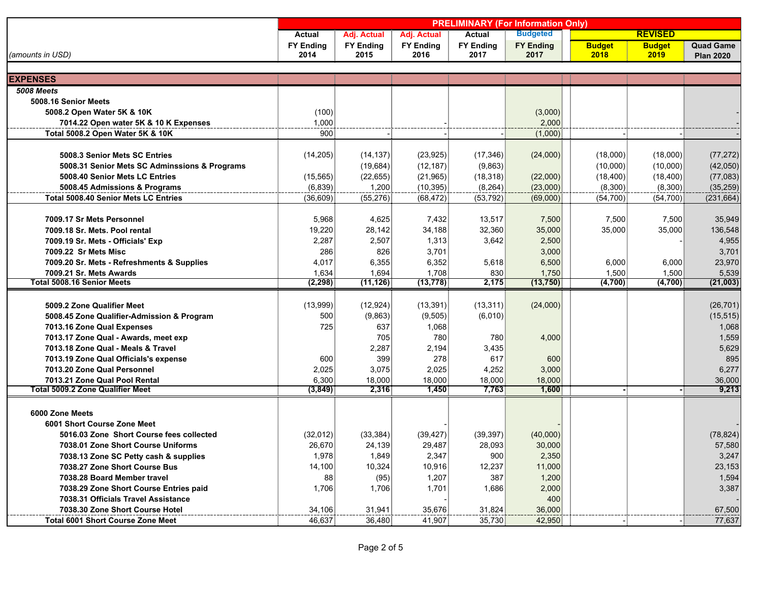| (amounts in USD) | Actual FY Ending 2014 | Adj. Actual FY Ending 2015 | Adj. Actual FY Ending 2016 | Actual FY Ending 2017 | Budgeted FY Ending 2017 | REVISED Budget 2018 | Budget 2019 | Quad Game Plan 2020 |
|---|---|---|---|---|---|---|---|---|
| | PRELIMINARY (For Information Only) | | | | | | | |
| **EXPENSES** | | | | | | | | |
| ***5008 Meets*** | | | | | | | | |
| **5008.16 Senior Meets** | | | | | | | | |
| **5008.2 Open Water 5K & 10K** | (100) | | | | (3,000) | | | - |
| **7014.22 Open water 5K & 10 K Expenses** | 1,000 | | | - | 2,000 | | | - |
| **Total 5008.2 Open Water 5K & 10K** | 900 | - | - | - | (1,000) | - | - | - |
| **5008.3 Senior Mets SC Entries** | (14,205) | (14,137) | (23,925) | (17,346) | (24,000) | (18,000) | (18,000) | (77,272) |
| **5008.31 Senior Mets SC Adminssions & Programs** | | (19,684) | (12,187) | (9,863) | | (10,000) | (10,000) | (42,050) |
| **5008.40 Senior Mets LC Entries** | (15,565) | (22,655) | (21,965) | (18,318) | (22,000) | (18,400) | (18,400) | (77,083) |
| **5008.45 Admissions & Programs** | (6,839) | 1,200 | (10,395) | (8,264) | (23,000) | (8,300) | (8,300) | (35,259) |
| **Total 5008.40 Senior Mets LC Entries** | (36,609) | (55,276) | (68,472) | (53,792) | (69,000) | (54,700) | (54,700) | (231,664) |
| **7009.17 Sr Mets Personnel** | 5,968 | 4,625 | 7,432 | 13,517 | 7,500 | 7,500 | 7,500 | 35,949 |
| **7009.18 Sr. Mets. Pool rental** | 19,220 | 28,142 | 34,188 | 32,360 | 35,000 | 35,000 | 35,000 | 136,548 |
| **7009.19 Sr. Mets - Officials' Exp** | 2,287 | 2,507 | 1,313 | 3,642 | 2,500 | | - | 4,955 |
| **7009.22 Sr Mets Misc** | 286 | 826 | 3,701 | | 3,000 | | | 3,701 |
| **7009.20 Sr. Mets - Refreshments & Supplies** | 4,017 | 6,355 | 6,352 | 5,618 | 6,500 | 6,000 | 6,000 | 23,970 |
| **7009.21 Sr. Mets Awards** | 1,634 | 1,694 | 1,708 | 830 | 1,750 | 1,500 | 1,500 | 5,539 |
| **Total 5008.16 Senior Meets** | **(2,298)** | **(11,126)** | **(13,778)** | **2,175** | **(13,750)** | **(4,700)** | **(4,700)** | **(21,003)** |
| **5009.2 Zone Qualifier Meet** | (13,999) | (12,924) | (13,391) | (13,311) | (24,000) | | | (26,701) |
| **5008.45 Zone Qualifier-Admission & Program** | 500 | (9,863) | (9,505) | (6,010) | | | | (15,515) |
| **7013.16 Zone Qual Expenses** | 725 | 637 | 1,068 | | | | | 1,068 |
| **7013.17 Zone Qual - Awards, meet exp** | | 705 | 780 | 780 | 4,000 | | | 1,559 |
| **7013.18 Zone Qual - Meals & Travel** | | 2,287 | 2,194 | 3,435 | | | | 5,629 |
| **7013.19 Zone Qual Officials's expense** | 600 | 399 | 278 | 617 | 600 | | | 895 |
| **7013.20 Zone Qual Personnel** | 2,025 | 3,075 | 2,025 | 4,252 | 3,000 | | | 6,277 |
| **7013.21 Zone Qual Pool Rental** | 6,300 | 18,000 | 18,000 | 18,000 | 18,000 | | | 36,000 |
| **Total 5009.2 Zone Qualifier Meet** | **(3,849)** | **2,316** | **1,450** | **7,763** | **1,600** | **-** | **-** | **9,213** |
| **6000 Zone Meets** | | | | | | | | |
| **6001 Short Course Zone Meet** | | | - | | - | | | - |
| **5016.03 Zone Short Course fees collected** | (32,012) | (33,384) | (39,427) | (39,397) | (40,000) | | | (78,824) |
| **7038.01 Zone Short Course Uniforms** | 26,670 | 24,139 | 29,487 | 28,093 | 30,000 | | | 57,580 |
| **7038.13 Zone SC Petty cash & supplies** | 1,978 | 1,849 | 2,347 | 900 | 2,350 | | | 3,247 |
| **7038.27 Zone Short Course Bus** | 14,100 | 10,324 | 10,916 | 12,237 | 11,000 | | | 23,153 |
| **7038.28 Board Member travel** | 88 | (95) | 1,207 | 387 | 1,200 | | | 1,594 |
| **7038.29 Zone Short Course Entries paid** | 1,706 | 1,706 | 1,701 | 1,686 | 2,000 | | | 3,387 |
| **7038.31 Officials Travel Assistance** | | | - | | 400 | | | - |
| **7038.30 Zone Short Course Hotel** | 34,106 | 31,941 | 35,676 | 31,824 | 36,000 | | | 67,500 |
| **Total 6001 Short Course Zone Meet** | 46,637 | 36,480 | 41,907 | 35,730 | 42,950 | - | - | 77,637 |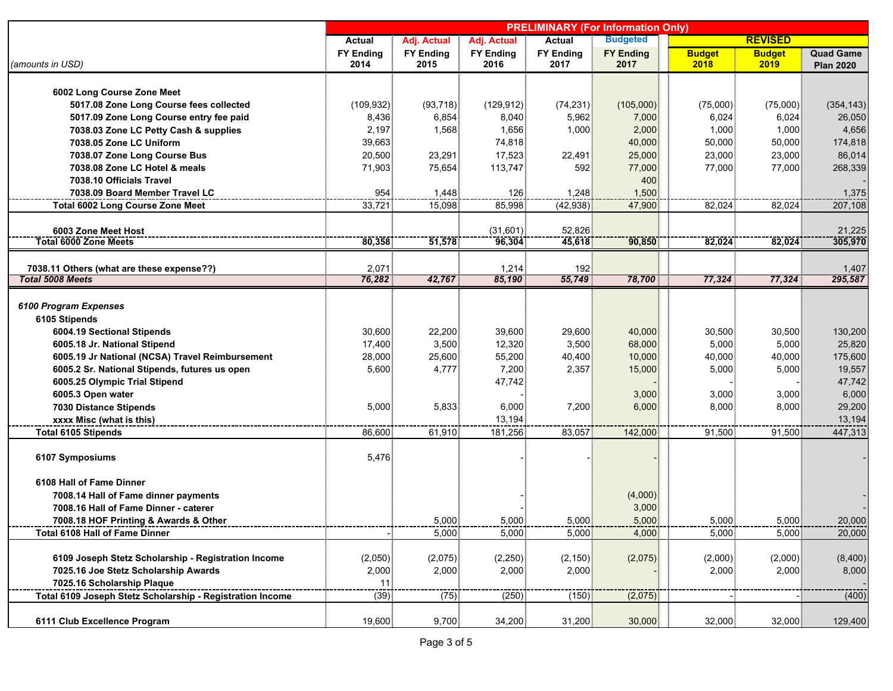| (amounts in USD) | PRELIMINARY (For Information Only) Actual FY Ending 2014 | Adj. Actual FY Ending 2015 | Adj. Actual FY Ending 2016 | Actual FY Ending 2017 | Budgeted FY Ending 2017 | REVISED Budget 2018 | Budget 2019 | Quad Game Plan 2020 |
|---|---|---|---|---|---|---|---|---|
| **6002 Long Course Zone Meet** | | | | | | | | |
| **5017.08 Zone Long Course fees collected** | (109,932) | (93,718) | (129,912) | (74,231) | (105,000) | (75,000) | (75,000) | (354,143) |
| **5017.09 Zone Long Course entry fee paid** | 8,436 | 6,854 | 8,040 | 5,962 | 7,000 | 6,024 | 6,024 | 26,050 |
| **7038.03 Zone LC Petty Cash & supplies** | 2,197 | 1,568 | 1,656 | 1,000 | 2,000 | 1,000 | 1,000 | 4,656 |
| **7038.05 Zone LC Uniform** | 39,663 | | 74,818 | | 40,000 | 50,000 | 50,000 | 174,818 |
| **7038.07 Zone Long Course Bus** | 20,500 | 23,291 | 17,523 | 22,491 | 25,000 | 23,000 | 23,000 | 86,014 |
| **7038.08 Zone LC Hotel & meals** | 71,903 | 75,654 | 113,747 | 592 | 77,000 | 77,000 | 77,000 | 268,339 |
| **7038.10 Officials Travel** | | | | | 400 | | | - |
| **7038.09 Board Member Travel LC** | 954 | 1,448 | 126 | 1,248 | 1,500 | | | 1,375 |
| **Total 6002 Long Course Zone Meet** | 33,721 | 15,098 | 85,998 | (42,938) | 47,900 | 82,024 | 82,024 | 207,108 |
| **6003 Zone Meet Host** | | | (31,601) | 52,826 | | | | 21,225 |
| **Total 6000 Zone Meets** | **80,358** | **51,578** | **96,304** | **45,618** | **90,850** | **82,024** | **82,024** | **305,970** |
| **7038.11 Others (what are these expense??)** | 2,071 | | 1,214 | 192 | | | | 1,407 |
| ***Total 5008 Meets*** | ***76,282*** | ***42,767*** | ***85,190*** | ***55,749*** | ***78,700*** | ***77,324*** | ***77,324*** | ***295,587*** |
| ***6100 Program Expenses*** | | | | | | | | |
| **6105 Stipends** | | | | | | | | |
| **6004.19 Sectional Stipends** | 30,600 | 22,200 | 39,600 | 29,600 | 40,000 | 30,500 | 30,500 | 130,200 |
| **6005.18 Jr. National Stipend** | 17,400 | 3,500 | 12,320 | 3,500 | 68,000 | 5,000 | 5,000 | 25,820 |
| **6005.19 Jr National (NCSA) Travel Reimbursement** | 28,000 | 25,600 | 55,200 | 40,400 | 10,000 | 40,000 | 40,000 | 175,600 |
| **6005.2 Sr. National Stipends, futures us open** | 5,600 | 4,777 | 7,200 | 2,357 | 15,000 | 5,000 | 5,000 | 19,557 |
| **6005.25 Olympic Trial Stipend** | | | 47,742 | | - | - | - | 47,742 |
| **6005.3 Open water** | | | - | | 3,000 | 3,000 | 3,000 | 6,000 |
| **7030 Distance Stipends** | 5,000 | 5,833 | 6,000 | 7,200 | 6,000 | 8,000 | 8,000 | 29,200 |
| **xxxx Misc (what is this)** | | | 13,194 | | | | | 13,194 |
| **Total 6105 Stipends** | 86,600 | 61,910 | 181,256 | 83,057 | 142,000 | 91,500 | 91,500 | 447,313 |
| **6107 Symposiums** | 5,476 | | - | - | - | | | - |
| **6108 Hall of Fame Dinner** | | | | | | | | |
| **7008.14 Hall of Fame dinner payments** | | | - | | (4,000) | | | - |
| **7008.16 Hall of Fame Dinner - caterer** | | | - | | 3,000 | | | - |
| **7008.18 HOF Printing & Awards & Other** | | 5,000 | 5,000 | 5,000 | 5,000 | 5,000 | 5,000 | 20,000 |
| **Total 6108 Hall of Fame Dinner** | - | 5,000 | 5,000 | 5,000 | 4,000 | 5,000 | 5,000 | 20,000 |
| **6109 Joseph Stetz Scholarship - Registration Income** | (2,050) | (2,075) | (2,250) | (2,150) | (2,075) | (2,000) | (2,000) | (8,400) |
| **7025.16 Joe Stetz Scholarship Awards** | 2,000 | 2,000 | 2,000 | 2,000 | - | 2,000 | 2,000 | 8,000 |
| **7025.16 Scholarship Plaque** | 11 | | | | | | | - |
| **Total 6109 Joseph Stetz Scholarship - Registration Income** | (39) | (75) | (250) | (150) | (2,075) | - | - | (400) |
| **6111 Club Excellence Program** | 19,600 | 9,700 | 34,200 | 31,200 | 30,000 | 32,000 | 32,000 | 129,400 |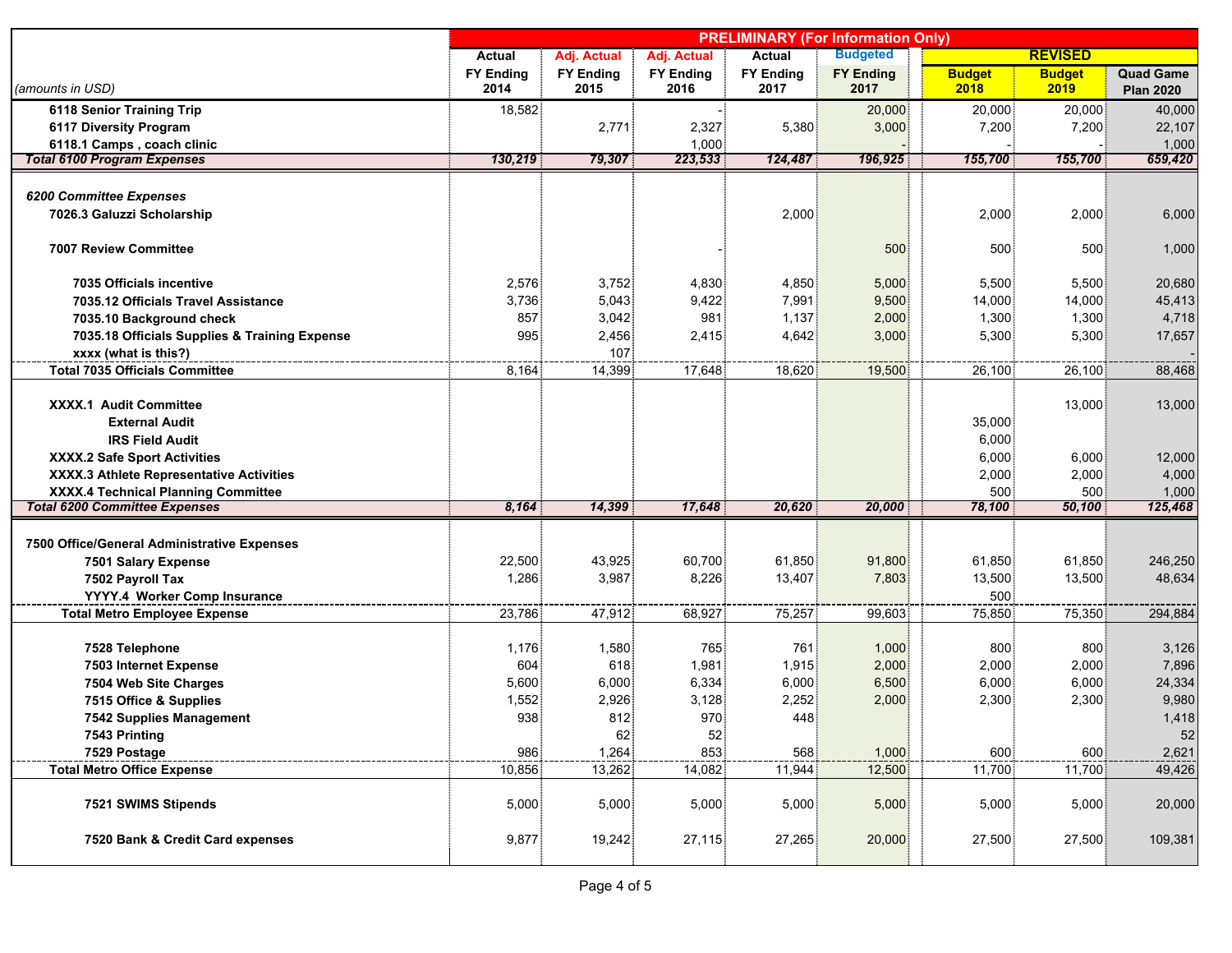| (amounts in USD) | Actual FY Ending 2014 | Adj. Actual FY Ending 2015 | Adj. Actual FY Ending 2016 | Actual FY Ending 2017 | Budgeted FY Ending 2017 | Budget 2018 | Budget 2019 | Quad Game Plan 2020 |
|---|---|---|---|---|---|---|---|---|
| | PRELIMINARY (For Information Only) | | | | | REVISED | | |
| **6118 Senior Training Trip** | 18,582 | | - | | 20,000 | 20,000 | 20,000 | 40,000 |
| **6117 Diversity Program** | | 2,771 | 2,327 | 5,380 | 3,000 | 7,200 | 7,200 | 22,107 |
| **6118.1 Camps , coach clinic** | | | 1,000 | | - | - | - | 1,000 |
| ***Total 6100 Program Expenses*** | ***130,219*** | ***79,307*** | ***223,533*** | ***124,487*** | ***196,925*** | ***155,700*** | ***155,700*** | ***659,420*** |
| ***6200 Committee Expenses*** | | | | | | | | |
| **7026.3 Galuzzi Scholarship** | | | | 2,000 | | 2,000 | 2,000 | 6,000 |
| **7007 Review Committee** | | | - | | 500 | 500 | 500 | 1,000 |
| **7035 Officials incentive** | 2,576 | 3,752 | 4,830 | 4,850 | 5,000 | 5,500 | 5,500 | 20,680 |
| **7035.12 Officials Travel Assistance** | 3,736 | 5,043 | 9,422 | 7,991 | 9,500 | 14,000 | 14,000 | 45,413 |
| **7035.10 Background check** | 857 | 3,042 | 981 | 1,137 | 2,000 | 1,300 | 1,300 | 4,718 |
| **7035.18 Officials Supplies & Training Expense** | 995 | 2,456 | 2,415 | 4,642 | 3,000 | 5,300 | 5,300 | 17,657 |
| **xxxx (what is this?)** | | 107 | | | | | | - |
| **Total 7035 Officials Committee** | 8,164 | 14,399 | 17,648 | 18,620 | 19,500 | 26,100 | 26,100 | 88,468 |
| **XXXX.1 Audit Committee** | | | | | | | 13,000 | 13,000 |
| **External Audit** | | | | | | 35,000 | | |
| **IRS Field Audit** | | | | | | 6,000 | | |
| **XXXX.2 Safe Sport Activities** | | | | | | 6,000 | 6,000 | 12,000 |
| **XXXX.3 Athlete Representative Activities** | | | | | | 2,000 | 2,000 | 4,000 |
| **XXXX.4 Technical Planning Committee** | | | | | | 500 | 500 | 1,000 |
| ***Total 6200 Committee Expenses*** | ***8,164*** | ***14,399*** | ***17,648*** | ***20,620*** | ***20,000*** | ***78,100*** | ***50,100*** | ***125,468*** |
| **7500 Office/General Administrative Expenses** | | | | | | | | |
| **7501 Salary Expense** | 22,500 | 43,925 | 60,700 | 61,850 | 91,800 | 61,850 | 61,850 | 246,250 |
| **7502 Payroll Tax** | 1,286 | 3,987 | 8,226 | 13,407 | 7,803 | 13,500 | 13,500 | 48,634 |
| **YYYY.4 Worker Comp Insurance** | | | | | | 500 | | |
| **Total Metro Employee Expense** | 23,786 | 47,912 | 68,927 | 75,257 | 99,603 | 75,850 | 75,350 | 294,884 |
| **7528 Telephone** | 1,176 | 1,580 | 765 | 761 | 1,000 | 800 | 800 | 3,126 |
| **7503 Internet Expense** | 604 | 618 | 1,981 | 1,915 | 2,000 | 2,000 | 2,000 | 7,896 |
| **7504 Web Site Charges** | 5,600 | 6,000 | 6,334 | 6,000 | 6,500 | 6,000 | 6,000 | 24,334 |
| **7515 Office & Supplies** | 1,552 | 2,926 | 3,128 | 2,252 | 2,000 | 2,300 | 2,300 | 9,980 |
| **7542 Supplies Management** | 938 | 812 | 970 | 448 | | | | 1,418 |
| **7543 Printing** | | 62 | 52 | | | | | 52 |
| **7529 Postage** | 986 | 1,264 | 853 | 568 | 1,000 | 600 | 600 | 2,621 |
| **Total Metro Office Expense** | 10,856 | 13,262 | 14,082 | 11,944 | 12,500 | 11,700 | 11,700 | 49,426 |
| **7521 SWIMS Stipends** | 5,000 | 5,000 | 5,000 | 5,000 | 5,000 | 5,000 | 5,000 | 20,000 |
| **7520 Bank & Credit Card expenses** | 9,877 | 19,242 | 27,115 | 27,265 | 20,000 | 27,500 | 27,500 | 109,381 |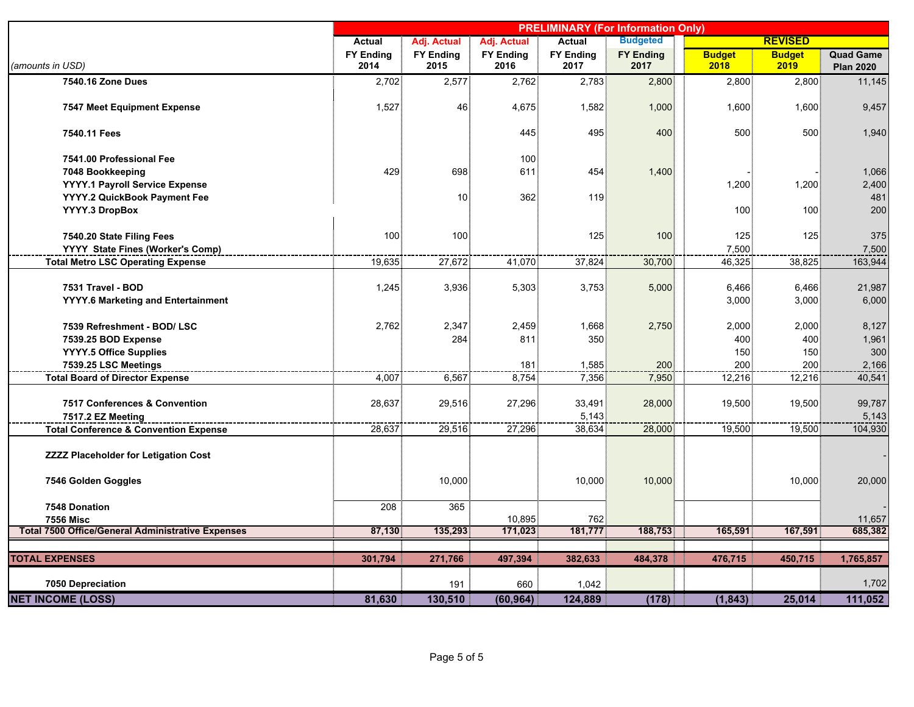| (amounts in USD) | Actual FY Ending 2014 | Adj. Actual FY Ending 2015 | Adj. Actual FY Ending 2016 | Actual FY Ending 2017 | Budgeted FY Ending 2017 | REVISED Budget 2018 | Budget 2019 | Quad Game Plan 2020 |
|---|---|---|---|---|---|---|---|---|
| | PRELIMINARY (For Information Only) | | | | | | | |
| **7540.16 Zone Dues** | 2,702 | 2,577 | 2,762 | 2,783 | 2,800 | 2,800 | 2,800 | 11,145 |
| **7547 Meet Equipment Expense** | 1,527 | 46 | 4,675 | 1,582 | 1,000 | 1,600 | 1,600 | 9,457 |
| **7540.11 Fees** | | | 445 | 495 | 400 | 500 | 500 | 1,940 |
| **7541.00 Professional Fee** | | | 100 | | | | | |
| **7048 Bookkeeping** | 429 | 698 | 611 | 454 | 1,400 | - | - | 1,066 |
| **YYYY.1 Payroll Service Expense** | | | | | | 1,200 | 1,200 | 2,400 |
| **YYYY.2 QuickBook Payment Fee** | | 10 | 362 | 119 | | | | 481 |
| **YYYY.3 DropBox** | | | | | | 100 | 100 | 200 |
| **7540.20 State Filing Fees** | 100 | 100 | | 125 | 100 | 125 | 125 | 375 |
| **YYYY State Fines (Worker's Comp)** | | | | | | 7,500 | | 7,500 |
| **Total Metro LSC Operating Expense** | 19,635 | 27,672 | 41,070 | 37,824 | 30,700 | 46,325 | 38,825 | 163,944 |
| **7531 Travel - BOD** | 1,245 | 3,936 | 5,303 | 3,753 | 5,000 | 6,466 | 6,466 | 21,987 |
| **YYYY.6 Marketing and Entertainment** | | | | | | 3,000 | 3,000 | 6,000 |
| **7539 Refreshment - BOD/ LSC** | 2,762 | 2,347 | 2,459 | 1,668 | 2,750 | 2,000 | 2,000 | 8,127 |
| **7539.25 BOD Expense** | | 284 | 811 | 350 | | 400 | 400 | 1,961 |
| **YYYY.5 Office Supplies** | | | | | | 150 | 150 | 300 |
| **7539.25 LSC Meetings** | | | 181 | 1,585 | 200 | 200 | 200 | 2,166 |
| **Total Board of Director Expense** | 4,007 | 6,567 | 8,754 | 7,356 | 7,950 | 12,216 | 12,216 | 40,541 |
| **7517 Conferences & Convention** | 28,637 | 29,516 | 27,296 | 33,491 | 28,000 | 19,500 | 19,500 | 99,787 |
| **7517.2 EZ Meeting** | | | | 5,143 | | | | 5,143 |
| **Total Conference & Convention Expense** | 28,637 | 29,516 | 27,296 | 38,634 | 28,000 | 19,500 | 19,500 | 104,930 |
| **ZZZZ Placeholder for Letigation Cost** | | | | | | | | - |
| **7546 Golden Goggles** | | 10,000 | | 10,000 | 10,000 | | 10,000 | 20,000 |
| **7548 Donation** | 208 | 365 | | | | | | - |
| **7556 Misc** | | | 10,895 | 762 | | | | 11,657 |
| **Total 7500 Office/General Administrative Expenses** | **87,130** | **135,293** | **171,023** | **181,777** | **188,753** | **165,591** | **167,591** | **685,382** |
| **TOTAL EXPENSES** | **301,794** | **271,766** | **497,394** | **382,633** | **484,378** | **476,715** | **450,715** | **1,765,857** |
| **7050 Depreciation** | | 191 | 660 | 1,042 | | | | 1,702 |
| **NET INCOME (LOSS)** | **81,630** | **130,510** | **(60,964)** | **124,889** | **(178)** | **(1,843)** | **25,014** | **111,052** |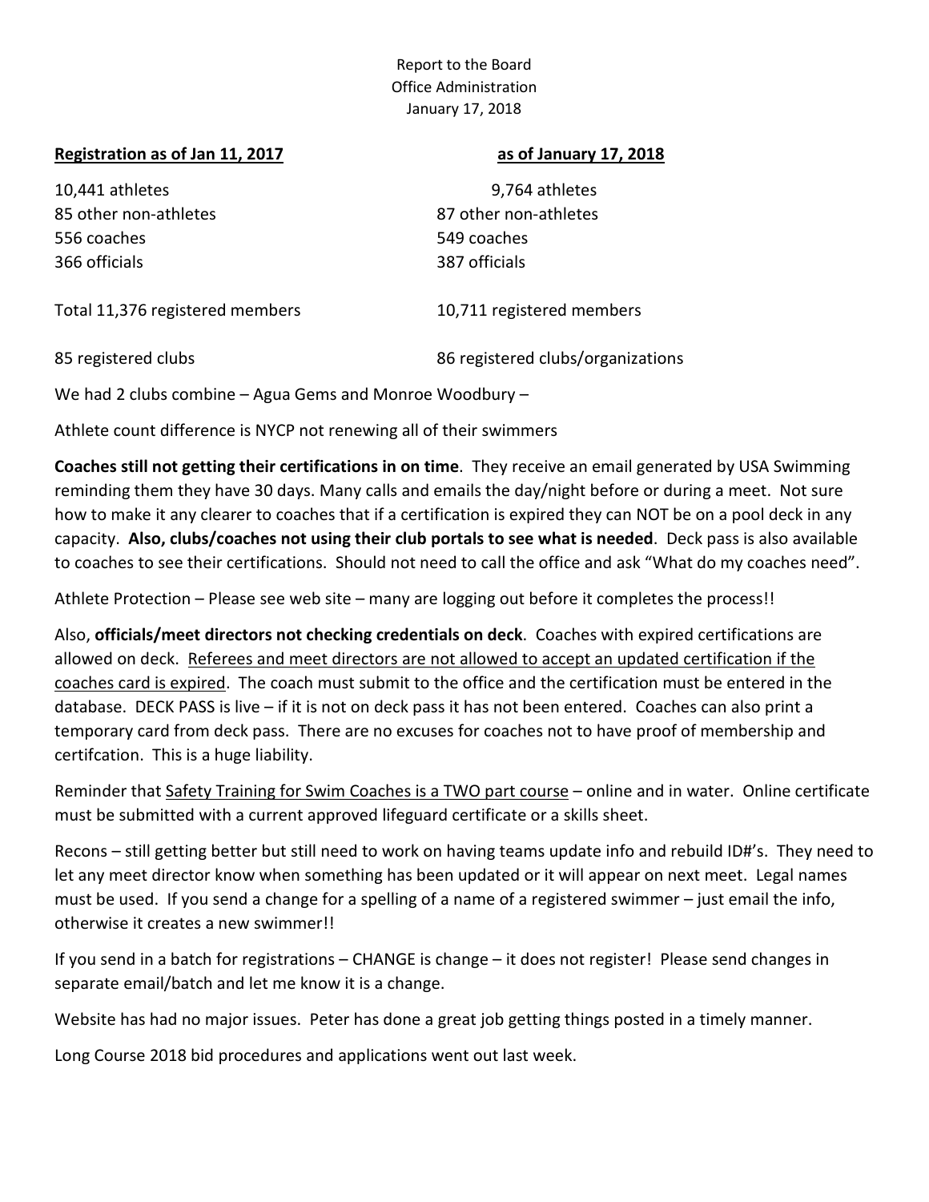Report to the Board
Office Administration
January 17, 2018

| **Registration as of Jan 11, 2017** | **as of January 17, 2018** |
|---|---|
| 10,441 athletes | 9,764 athletes |
| 85 other non-athletes | 87 other non-athletes |
| 556 coaches | 549 coaches |
| 366 officials | 387 officials |
| Total 11,376 registered members | 10,711 registered members |
| 85 registered clubs | 86 registered clubs/organizations |

We had 2 clubs combine – Agua Gems and Monroe Woodbury –

Athlete count difference is NYCP not renewing all of their swimmers

**Coaches still not getting their certifications in on time**. They receive an email generated by USA Swimming reminding them they have 30 days. Many calls and emails the day/night before or during a meet. Not sure how to make it any clearer to coaches that if a certification is expired they can NOT be on a pool deck in any capacity. **Also, clubs/coaches not using their club portals to see what is needed**. Deck pass is also available to coaches to see their certifications. Should not need to call the office and ask "What do my coaches need".

Athlete Protection – Please see web site – many are logging out before it completes the process!!

Also, **officials/meet directors not checking credentials on deck**. Coaches with expired certifications are allowed on deck. Referees and meet directors are not allowed to accept an updated certification if the coaches card is expired. The coach must submit to the office and the certification must be entered in the database. DECK PASS is live – if it is not on deck pass it has not been entered. Coaches can also print a temporary card from deck pass. There are no excuses for coaches not to have proof of membership and certifcation. This is a huge liability.

Reminder that Safety Training for Swim Coaches is a TWO part course – online and in water. Online certificate must be submitted with a current approved lifeguard certificate or a skills sheet.

Recons – still getting better but still need to work on having teams update info and rebuild ID#'s. They need to let any meet director know when something has been updated or it will appear on next meet. Legal names must be used. If you send a change for a spelling of a name of a registered swimmer – just email the info, otherwise it creates a new swimmer!!

If you send in a batch for registrations – CHANGE is change – it does not register! Please send changes in separate email/batch and let me know it is a change.

Website has had no major issues. Peter has done a great job getting things posted in a timely manner.

Long Course 2018 bid procedures and applications went out last week.